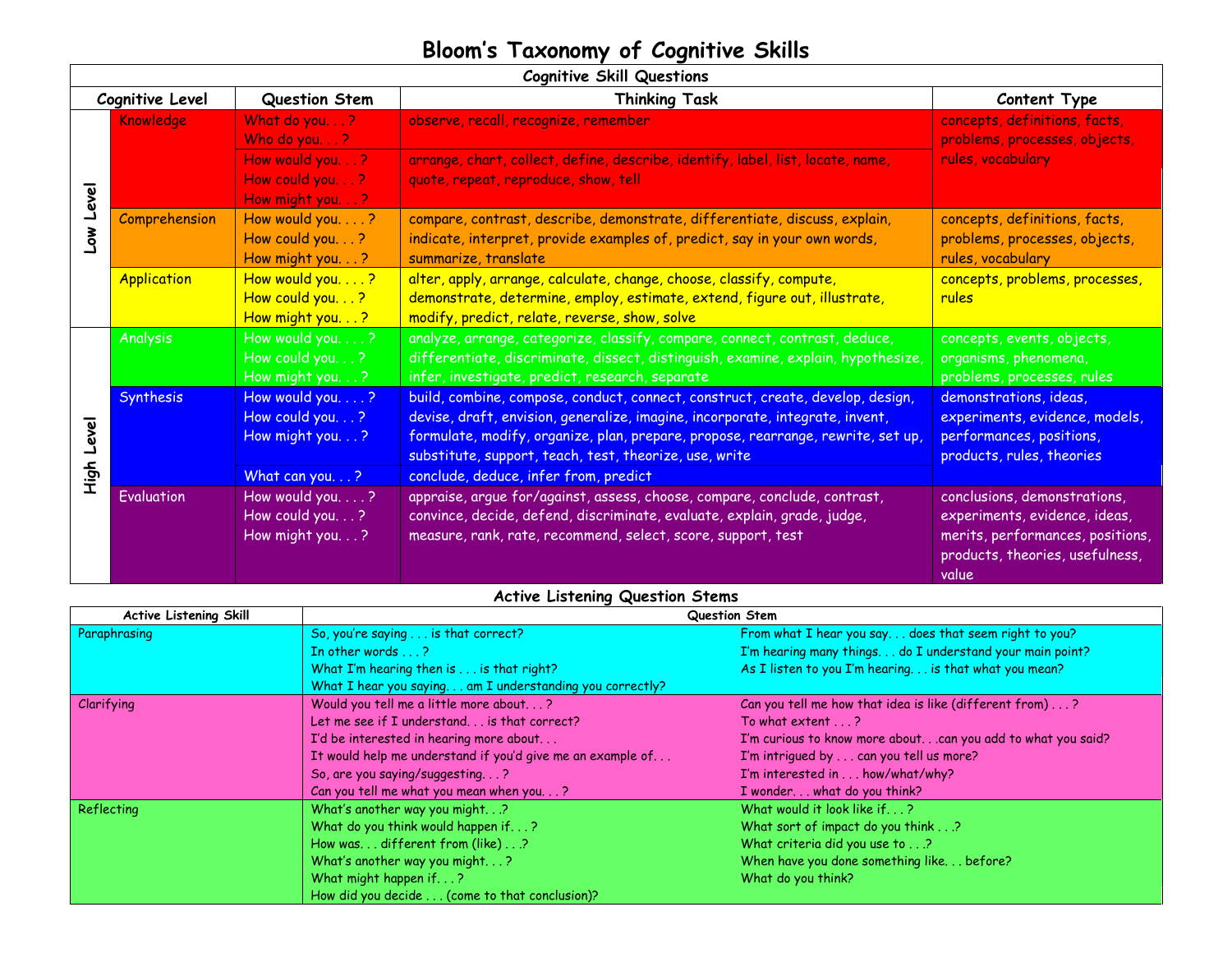# Bloom's Taxonomy of Cognitive Skills

## Cognitive Skill Questions

| | Cognitive Level | Question Stem | Thinking Task | Content Type |
|---|---|---|---|---|
| Low Level | Knowledge | What do you. . . ?<br>Who do you. . . ? | observe, recall, recognize, remember | concepts, definitions, facts, problems, processes, objects, rules, vocabulary |
| | | How would you. . . ?<br>How could you. . . ?<br>How might you. . . ? | arrange, chart, collect, define, describe, identify, label, list, locate, name, quote, repeat, reproduce, show, tell | |
| | Comprehension | How would you. . . . ?<br>How could you. . . ?<br>How might you. . . ? | compare, contrast, describe, demonstrate, differentiate, discuss, explain, indicate, interpret, provide examples of, predict, say in your own words, summarize, translate | concepts, definitions, facts, problems, processes, objects, rules, vocabulary |
| | Application | How would you. . . . ?<br>How could you. . . ?<br>How might you. . . ? | alter, apply, arrange, calculate, change, choose, classify, compute, demonstrate, determine, employ, estimate, extend, figure out, illustrate, modify, predict, relate, reverse, show, solve | concepts, problems, processes, rules |
| High Level | Analysis | How would you. . . . ?<br>How could you. . . ?<br>How might you. . . ? | analyze, arrange, categorize, classify, compare, connect, contrast, deduce, differentiate, discriminate, dissect, distinguish, examine, explain, hypothesize, infer, investigate, predict, research, separate | concepts, events, objects, organisms, phenomena, problems, processes, rules |
| | Synthesis | How would you. . . . ?<br>How could you. . . ?<br>How might you. . . ? | build, combine, compose, conduct, connect, construct, create, develop, design, devise, draft, envision, generalize, imagine, incorporate, integrate, invent, formulate, modify, organize, plan, prepare, propose, rearrange, rewrite, set up, substitute, support, teach, test, theorize, use, write | demonstrations, ideas, experiments, evidence, models, performances, positions, products, rules, theories |
| | | What can you. . . ? | conclude, deduce, infer from, predict | |
| | Evaluation | How would you. . . . ?<br>How could you. . . ?<br>How might you. . . ? | appraise, argue for/against, assess, choose, compare, conclude, contrast, convince, decide, defend, discriminate, evaluate, explain, grade, judge, measure, rank, rate, recommend, select, score, support, test | conclusions, demonstrations, experiments, evidence, ideas, merits, performances, positions, products, theories, usefulness, value |

## Active Listening Question Stems

| Active Listening Skill | Question Stem | |
|---|---|---|
| Paraphrasing | So, you're saying . . . is that correct?<br>In other words . . . ?<br>What I'm hearing then is . . . is that right?<br>What I hear you saying. . . am I understanding you correctly? | From what I hear you say. . . does that seem right to you?<br>I'm hearing many things. . . do I understand your main point?<br>As I listen to you I'm hearing. . . is that what you mean? |
| Clarifying | Would you tell me a little more about. . . ?<br>Let me see if I understand. . . is that correct?<br>I'd be interested in hearing more about. . .<br>It would help me understand if you'd give me an example of. . .<br>So, are you saying/suggesting. . . ?<br>Can you tell me what you mean when you. . . ? | Can you tell me how that idea is like (different from) . . . ?<br>To what extent . . . ?<br>I'm curious to know more about. . .can you add to what you said?<br>I'm intrigued by . . . can you tell us more?<br>I'm interested in . . . how/what/why?<br>I wonder. . . what do you think? |
| Reflecting | What's another way you might. . .?<br>What do you think would happen if. . . ?<br>How was. . . different from (like) . . .?<br>What's another way you might. . . ?<br>What might happen if. . . ?<br>How did you decide . . . (come to that conclusion)? | What would it look like if. . . ?<br>What sort of impact do you think . . .?<br>What criteria did you use to . . .?<br>When have you done something like. . . before?<br>What do you think? |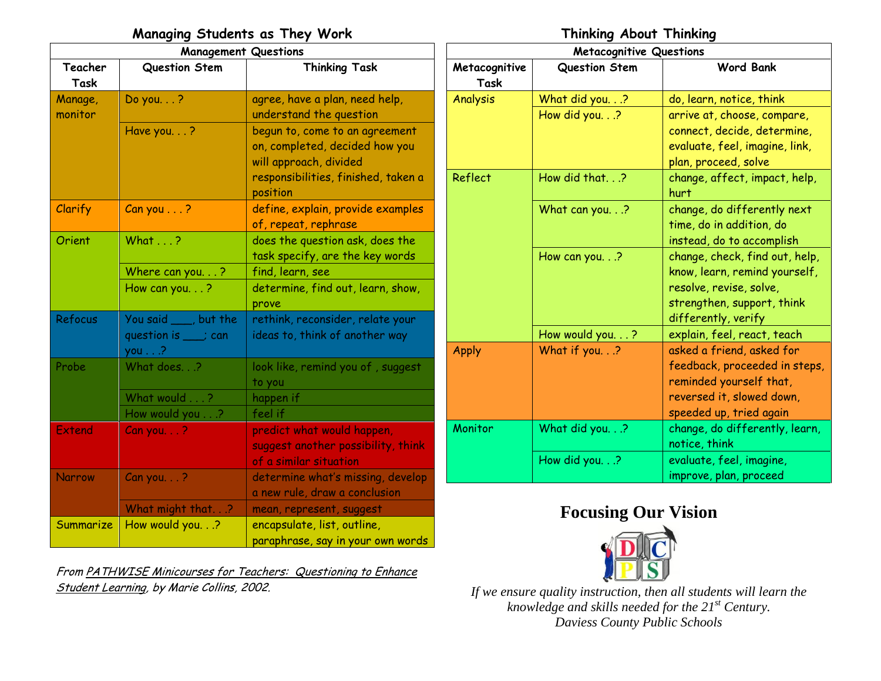## Managing Students as They Work

| Management Questions | | |
|---|---|---|
| **Teacher Task** | **Question Stem** | **Thinking Task** |
| Manage, monitor | Do you. . . ? | agree, have a plan, need help, understand the question |
| | Have you. . . ? | begun to, come to an agreement on, completed, decided how you will approach, divided responsibilities, finished, taken a position |
| Clarify | Can you . . . ? | define, explain, provide examples of, repeat, rephrase |
| Orient | What . . . ? | does the question ask, does the task specify, are the key words |
| | Where can you. . . ? | find, learn, see |
| | How can you. . . ? | determine, find out, learn, show, prove |
| Refocus | You said ___, but the question is ___; can you . . .? | rethink, reconsider, relate your ideas to, think of another way |
| Probe | What does. . .? | look like, remind you of , suggest to you |
| | What would . . . ? | happen if |
| | How would you . . .? | feel if |
| Extend | Can you. . . ? | predict what would happen, suggest another possibility, think of a similar situation |
| Narrow | Can you. . . ? | determine what's missing, develop a new rule, draw a conclusion |
| | What might that. . .? | mean, represent, suggest |
| Summarize | How would you. . .? | encapsulate, list, outline, paraphrase, say in your own words |

*From PATHWISE Minicourses for Teachers: Questioning to Enhance Student Learning, by Marie Collins, 2002.*

## Thinking About Thinking

| Metacognitive Questions | | |
|---|---|---|
| **Metacognitive Task** | **Question Stem** | **Word Bank** |
| Analysis | What did you. . .? | do, learn, notice, think |
| | How did you. . .? | arrive at, choose, compare, connect, decide, determine, evaluate, feel, imagine, link, plan, proceed, solve |
| Reflect | How did that. . .? | change, affect, impact, help, hurt |
| | What can you. . .? | change, do differently next time, do in addition, do instead, do to accomplish |
| | How can you. . .? | change, check, find out, help, know, learn, remind yourself, resolve, revise, solve, strengthen, support, think differently, verify |
| | How would you. . . ? | explain, feel, react, teach |
| Apply | What if you. . .? | asked a friend, asked for feedback, proceeded in steps, reminded yourself that, reversed it, slowed down, speeded up, tried again |
| Monitor | What did you. . .? | change, do differently, learn, notice, think |
| | How did you. . .? | evaluate, feel, imagine, improve, plan, proceed |

## Focusing Our Vision

DCPS

*If we ensure quality instruction, then all students will learn the knowledge and skills needed for the 21st Century.*
*Daviess County Public Schools*